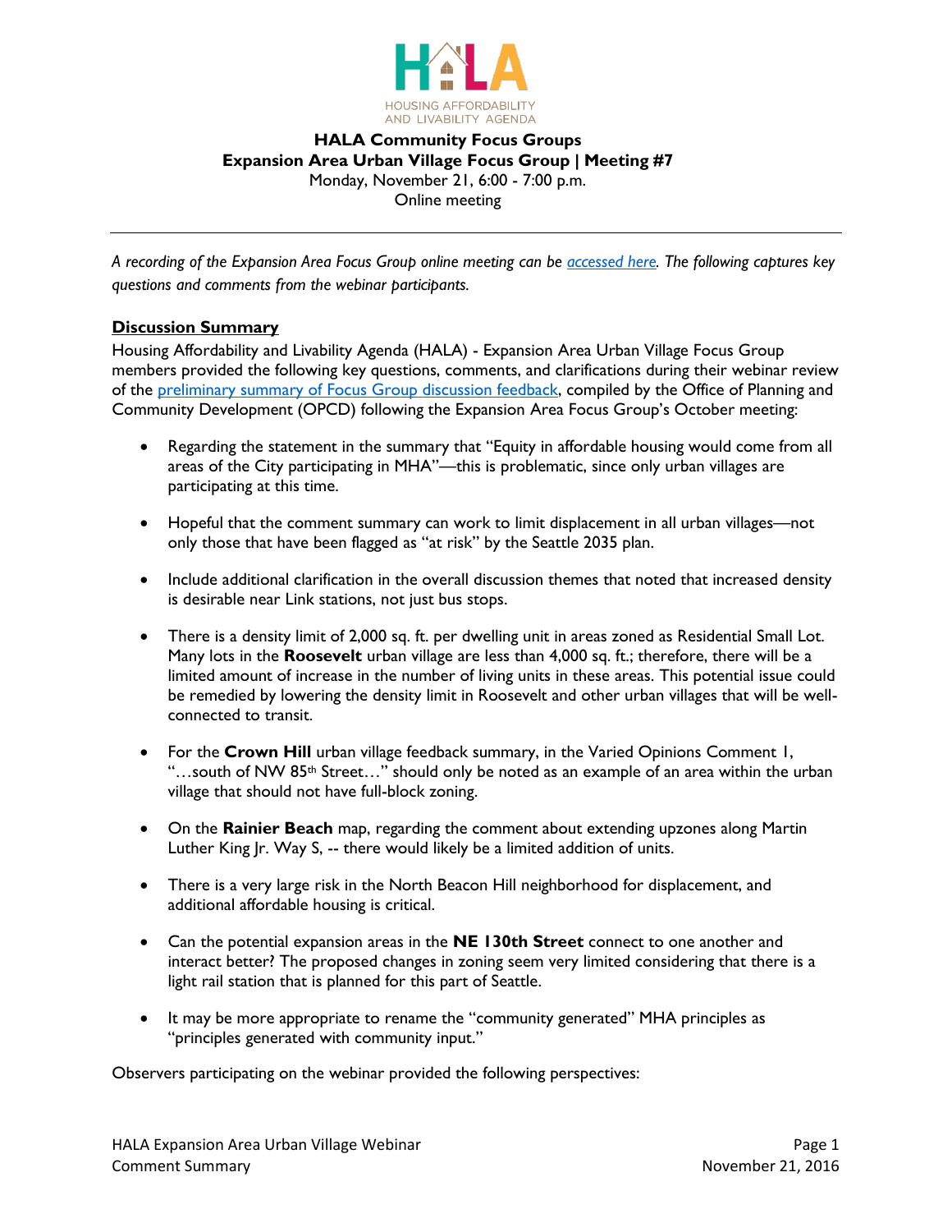**HALA Community Focus Groups**
**Expansion Area Urban Village Focus Group | Meeting #7**
Monday, November 21, 6:00 - 7:00 p.m.
Online meeting

---

*A recording of the Expansion Area Focus Group online meeting can be [accessed here](). The following captures key questions and comments from the webinar participants.*

## Discussion Summary

Housing Affordability and Livability Agenda (HALA) - Expansion Area Urban Village Focus Group members provided the following key questions, comments, and clarifications during their webinar review of the [preliminary summary of Focus Group discussion feedback](), compiled by the Office of Planning and Community Development (OPCD) following the Expansion Area Focus Group's October meeting:

- Regarding the statement in the summary that "Equity in affordable housing would come from all areas of the City participating in MHA"—this is problematic, since only urban villages are participating at this time.
- Hopeful that the comment summary can work to limit displacement in all urban villages—not only those that have been flagged as "at risk" by the Seattle 2035 plan.
- Include additional clarification in the overall discussion themes that noted that increased density is desirable near Link stations, not just bus stops.
- There is a density limit of 2,000 sq. ft. per dwelling unit in areas zoned as Residential Small Lot. Many lots in the **Roosevelt** urban village are less than 4,000 sq. ft.; therefore, there will be a limited amount of increase in the number of living units in these areas. This potential issue could be remedied by lowering the density limit in Roosevelt and other urban villages that will be well-connected to transit.
- For the **Crown Hill** urban village feedback summary, in the Varied Opinions Comment 1, "…south of NW 85th Street…" should only be noted as an example of an area within the urban village that should not have full-block zoning.
- On the **Rainier Beach** map, regarding the comment about extending upzones along Martin Luther King Jr. Way S, -- there would likely be a limited addition of units.
- There is a very large risk in the North Beacon Hill neighborhood for displacement, and additional affordable housing is critical.
- Can the potential expansion areas in the **NE 130th Street** connect to one another and interact better? The proposed changes in zoning seem very limited considering that there is a light rail station that is planned for this part of Seattle.
- It may be more appropriate to rename the "community generated" MHA principles as "principles generated with community input."

Observers participating on the webinar provided the following perspectives: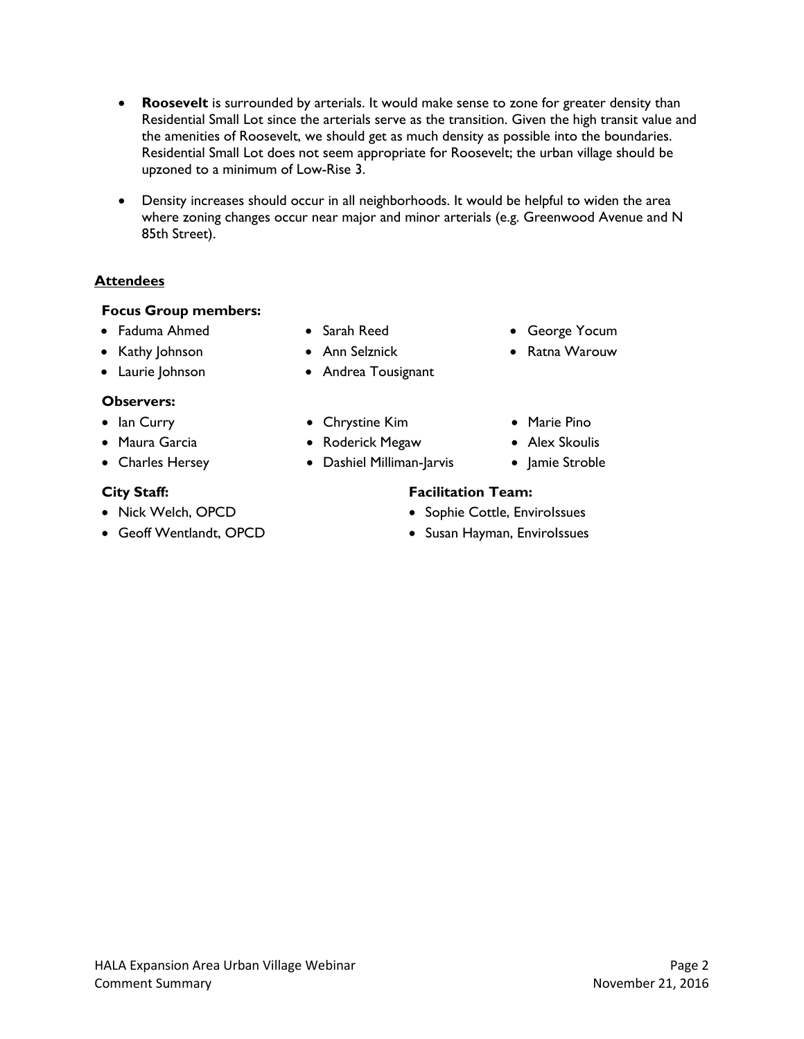- **Roosevelt** is surrounded by arterials. It would make sense to zone for greater density than Residential Small Lot since the arterials serve as the transition. Given the high transit value and the amenities of Roosevelt, we should get as much density as possible into the boundaries. Residential Small Lot does not seem appropriate for Roosevelt; the urban village should be upzoned to a minimum of Low-Rise 3.

- Density increases should occur in all neighborhoods. It would be helpful to widen the area where zoning changes occur near major and minor arterials (e.g. Greenwood Avenue and N 85th Street).

## Attendees

**Focus Group members:**

- Faduma Ahmed
- Kathy Johnson
- Laurie Johnson
- Sarah Reed
- Ann Selznick
- Andrea Tousignant
- George Yocum
- Ratna Warouw

**Observers:**

- Ian Curry
- Maura Garcia
- Charles Hersey
- Chrystine Kim
- Roderick Megaw
- Dashiel Milliman-Jarvis
- Marie Pino
- Alex Skoulis
- Jamie Stroble

**City Staff:**

- Nick Welch, OPCD
- Geoff Wentlandt, OPCD

**Facilitation Team:**

- Sophie Cottle, EnviroIssues
- Susan Hayman, EnviroIssues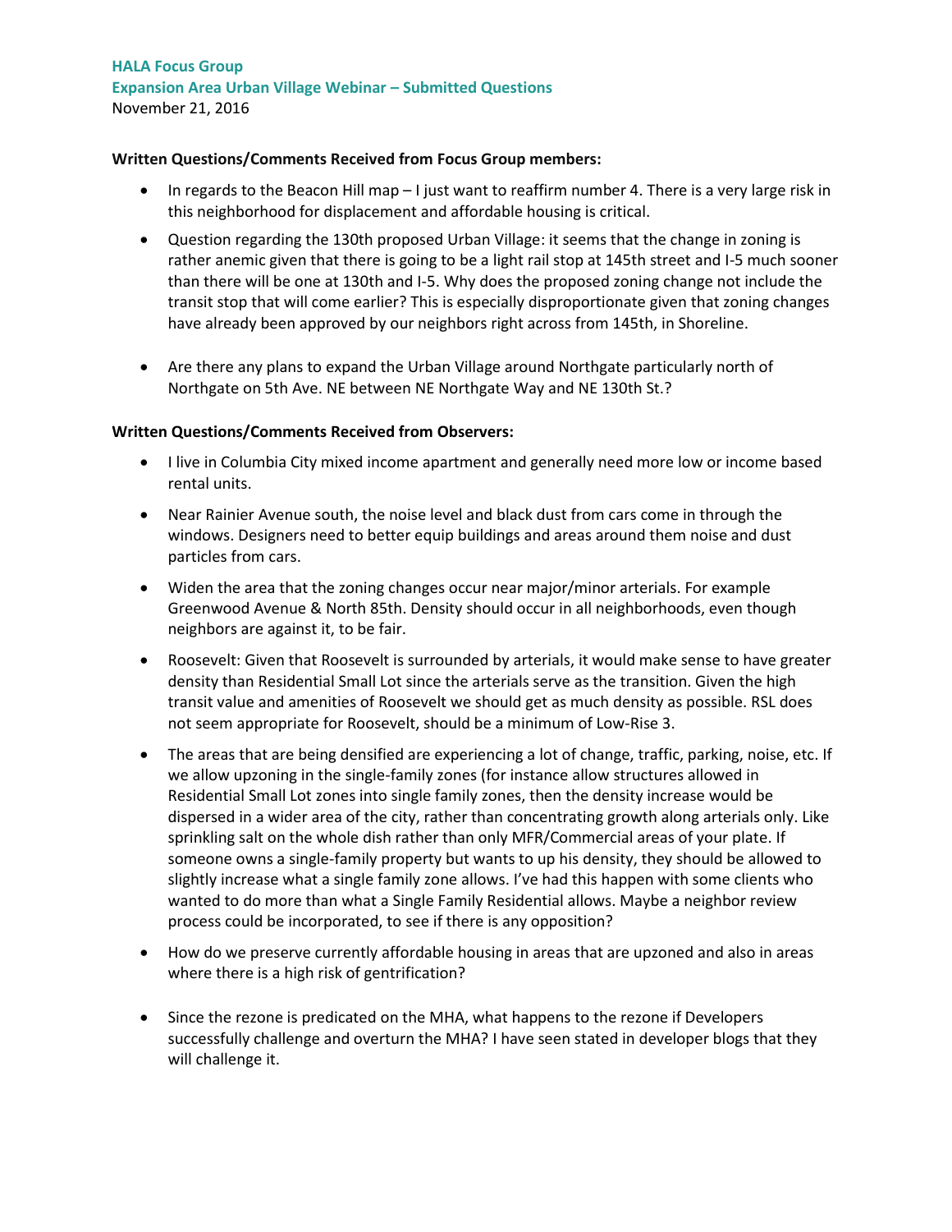**HALA Focus Group**
**Expansion Area Urban Village Webinar – Submitted Questions**
November 21, 2016

**Written Questions/Comments Received from Focus Group members:**

- In regards to the Beacon Hill map – I just want to reaffirm number 4. There is a very large risk in this neighborhood for displacement and affordable housing is critical.
- Question regarding the 130th proposed Urban Village: it seems that the change in zoning is rather anemic given that there is going to be a light rail stop at 145th street and I-5 much sooner than there will be one at 130th and I-5. Why does the proposed zoning change not include the transit stop that will come earlier? This is especially disproportionate given that zoning changes have already been approved by our neighbors right across from 145th, in Shoreline.
- Are there any plans to expand the Urban Village around Northgate particularly north of Northgate on 5th Ave. NE between NE Northgate Way and NE 130th St.?

**Written Questions/Comments Received from Observers:**

- I live in Columbia City mixed income apartment and generally need more low or income based rental units.
- Near Rainier Avenue south, the noise level and black dust from cars come in through the windows. Designers need to better equip buildings and areas around them noise and dust particles from cars.
- Widen the area that the zoning changes occur near major/minor arterials. For example Greenwood Avenue & North 85th. Density should occur in all neighborhoods, even though neighbors are against it, to be fair.
- Roosevelt: Given that Roosevelt is surrounded by arterials, it would make sense to have greater density than Residential Small Lot since the arterials serve as the transition. Given the high transit value and amenities of Roosevelt we should get as much density as possible. RSL does not seem appropriate for Roosevelt, should be a minimum of Low-Rise 3.
- The areas that are being densified are experiencing a lot of change, traffic, parking, noise, etc. If we allow upzoning in the single-family zones (for instance allow structures allowed in Residential Small Lot zones into single family zones, then the density increase would be dispersed in a wider area of the city, rather than concentrating growth along arterials only. Like sprinkling salt on the whole dish rather than only MFR/Commercial areas of your plate. If someone owns a single-family property but wants to up his density, they should be allowed to slightly increase what a single family zone allows. I've had this happen with some clients who wanted to do more than what a Single Family Residential allows. Maybe a neighbor review process could be incorporated, to see if there is any opposition?
- How do we preserve currently affordable housing in areas that are upzoned and also in areas where there is a high risk of gentrification?
- Since the rezone is predicated on the MHA, what happens to the rezone if Developers successfully challenge and overturn the MHA? I have seen stated in developer blogs that they will challenge it.